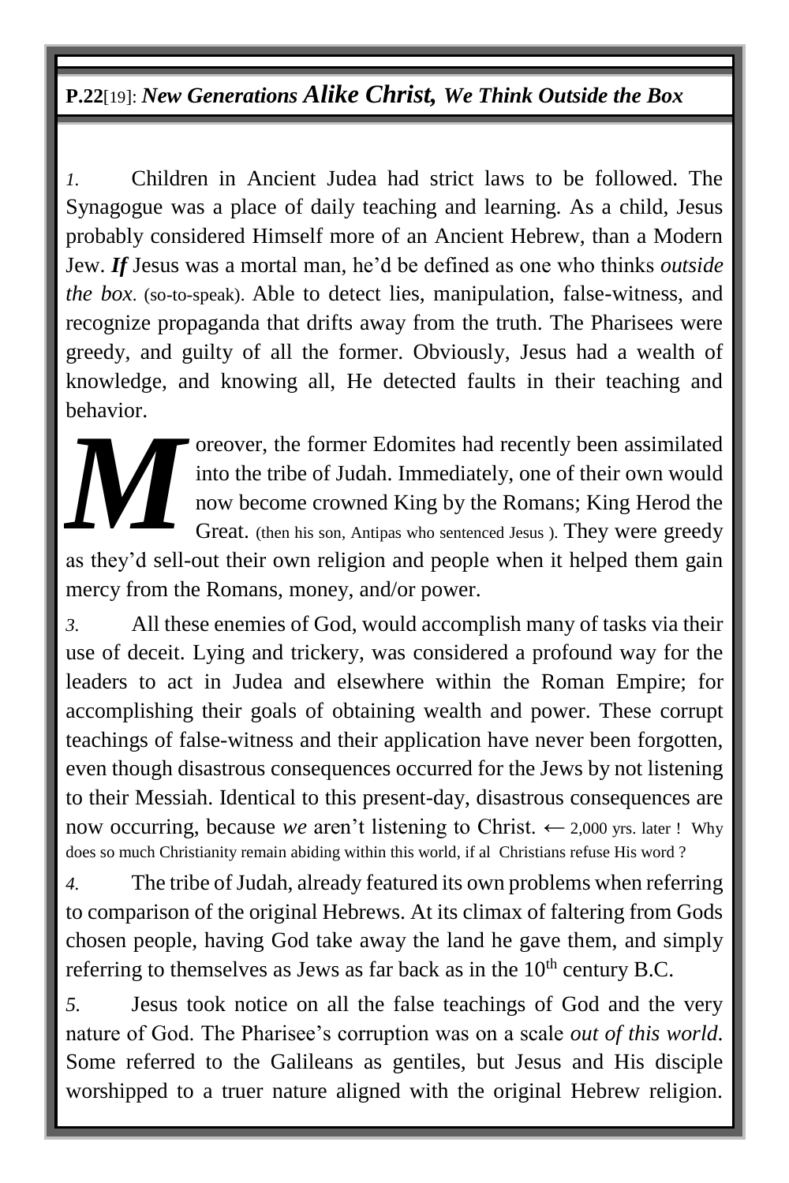## **P.22**[19]: ***New Generations Alike Christ, We Think Outside the Box***

*1.* Children in Ancient Judea had strict laws to be followed. The Synagogue was a place of daily teaching and learning. As a child, Jesus probably considered Himself more of an Ancient Hebrew, than a Modern Jew. ***If*** Jesus was a mortal man, he'd be defined as one who thinks *outside the box*. (so-to-speak). Able to detect lies, manipulation, false-witness, and recognize propaganda that drifts away from the truth. The Pharisees were greedy, and guilty of all the former. Obviously, Jesus had a wealth of knowledge, and knowing all, He detected faults in their teaching and behavior.

***M***oreover, the former Edomites had recently been assimilated into the tribe of Judah. Immediately, one of their own would now become crowned King by the Romans; King Herod the Great. (then his son, Antipas who sentenced Jesus ). They were greedy as they'd sell-out their own religion and people when it helped them gain mercy from the Romans, money, and/or power.

*3.* All these enemies of God, would accomplish many of tasks via their use of deceit. Lying and trickery, was considered a profound way for the leaders to act in Judea and elsewhere within the Roman Empire; for accomplishing their goals of obtaining wealth and power. These corrupt teachings of false-witness and their application have never been forgotten, even though disastrous consequences occurred for the Jews by not listening to their Messiah. Identical to this present-day, disastrous consequences are now occurring, because *we* aren't listening to Christ. ← 2,000 yrs. later ! Why does so much Christianity remain abiding within this world, if al Christians refuse His word ?

*4.* The tribe of Judah, already featured its own problems when referring to comparison of the original Hebrews. At its climax of faltering from Gods chosen people, having God take away the land he gave them, and simply referring to themselves as Jews as far back as in the 10th century B.C.

*5.* Jesus took notice on all the false teachings of God and the very nature of God. The Pharisee's corruption was on a scale *out of this world*. Some referred to the Galileans as gentiles, but Jesus and His disciple worshipped to a truer nature aligned with the original Hebrew religion.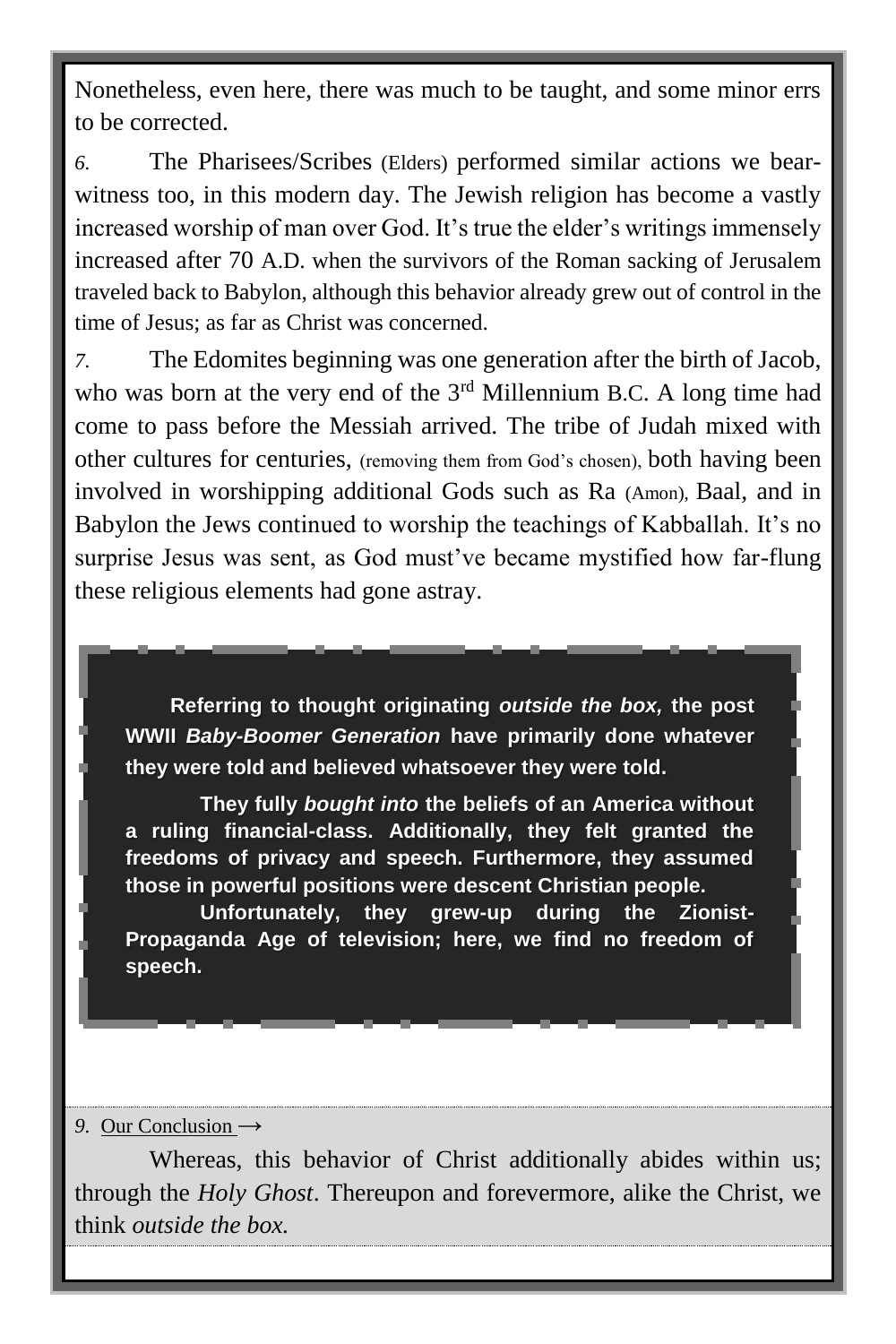Nonetheless, even here, there was much to be taught, and some minor errs to be corrected.

*6.* The Pharisees/Scribes (Elders) performed similar actions we bear-witness too, in this modern day. The Jewish religion has become a vastly increased worship of man over God. It's true the elder's writings immensely increased after 70 A.D. when the survivors of the Roman sacking of Jerusalem traveled back to Babylon, although this behavior already grew out of control in the time of Jesus; as far as Christ was concerned.

*7.* The Edomites beginning was one generation after the birth of Jacob, who was born at the very end of the 3rd Millennium B.C. A long time had come to pass before the Messiah arrived. The tribe of Judah mixed with other cultures for centuries, (removing them from God's chosen), both having been involved in worshipping additional Gods such as Ra (Amon), Baal, and in Babylon the Jews continued to worship the teachings of Kabballah. It's no surprise Jesus was sent, as God must've became mystified how far-flung these religious elements had gone astray.

**Referring to thought originating *outside the box,* the post WWII *Baby-Boomer Generation* have primarily done whatever they were told and believed whatsoever they were told.**

**They fully *bought into* the beliefs of an America without a ruling financial-class. Additionally, they felt granted the freedoms of privacy and speech. Furthermore, they assumed those in powerful positions were descent Christian people.**

**Unfortunately, they grew-up during the Zionist-Propaganda Age of television; here, we find no freedom of speech.**

*9.* Our Conclusion →

Whereas, this behavior of Christ additionally abides within us; through the *Holy Ghost*. Thereupon and forevermore, alike the Christ, we think *outside the box.*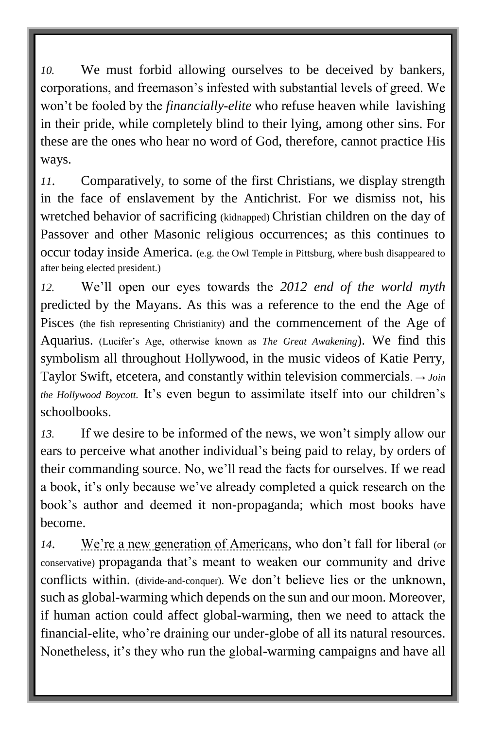*10.* We must forbid allowing ourselves to be deceived by bankers, corporations, and freemason's infested with substantial levels of greed. We won't be fooled by the *financially-elite* who refuse heaven while lavishing in their pride, while completely blind to their lying, among other sins. For these are the ones who hear no word of God, therefore, cannot practice His ways.

*11.* Comparatively, to some of the first Christians, we display strength in the face of enslavement by the Antichrist. For we dismiss not, his wretched behavior of sacrificing (kidnapped) Christian children on the day of Passover and other Masonic religious occurrences; as this continues to occur today inside America. (e.g. the Owl Temple in Pittsburg, where bush disappeared to after being elected president.)

*12.* We'll open our eyes towards the *2012 end of the world myth* predicted by the Mayans. As this was a reference to the end the Age of Pisces (the fish representing Christianity) and the commencement of the Age of Aquarius. (Lucifer's Age, otherwise known as *The Great Awakening*). We find this symbolism all throughout Hollywood, in the music videos of Katie Perry, Taylor Swift, etcetera, and constantly within television commercials. → *Join the Hollywood Boycott.* It's even begun to assimilate itself into our children's schoolbooks.

*13.* If we desire to be informed of the news, we won't simply allow our ears to perceive what another individual's being paid to relay, by orders of their commanding source. No, we'll read the facts for ourselves. If we read a book, it's only because we've already completed a quick research on the book's author and deemed it non-propaganda; which most books have become.

*14.* We're a new generation of Americans, who don't fall for liberal (or conservative) propaganda that's meant to weaken our community and drive conflicts within. (divide-and-conquer). We don't believe lies or the unknown, such as global-warming which depends on the sun and our moon. Moreover, if human action could affect global-warming, then we need to attack the financial-elite, who're draining our under-globe of all its natural resources. Nonetheless, it's they who run the global-warming campaigns and have all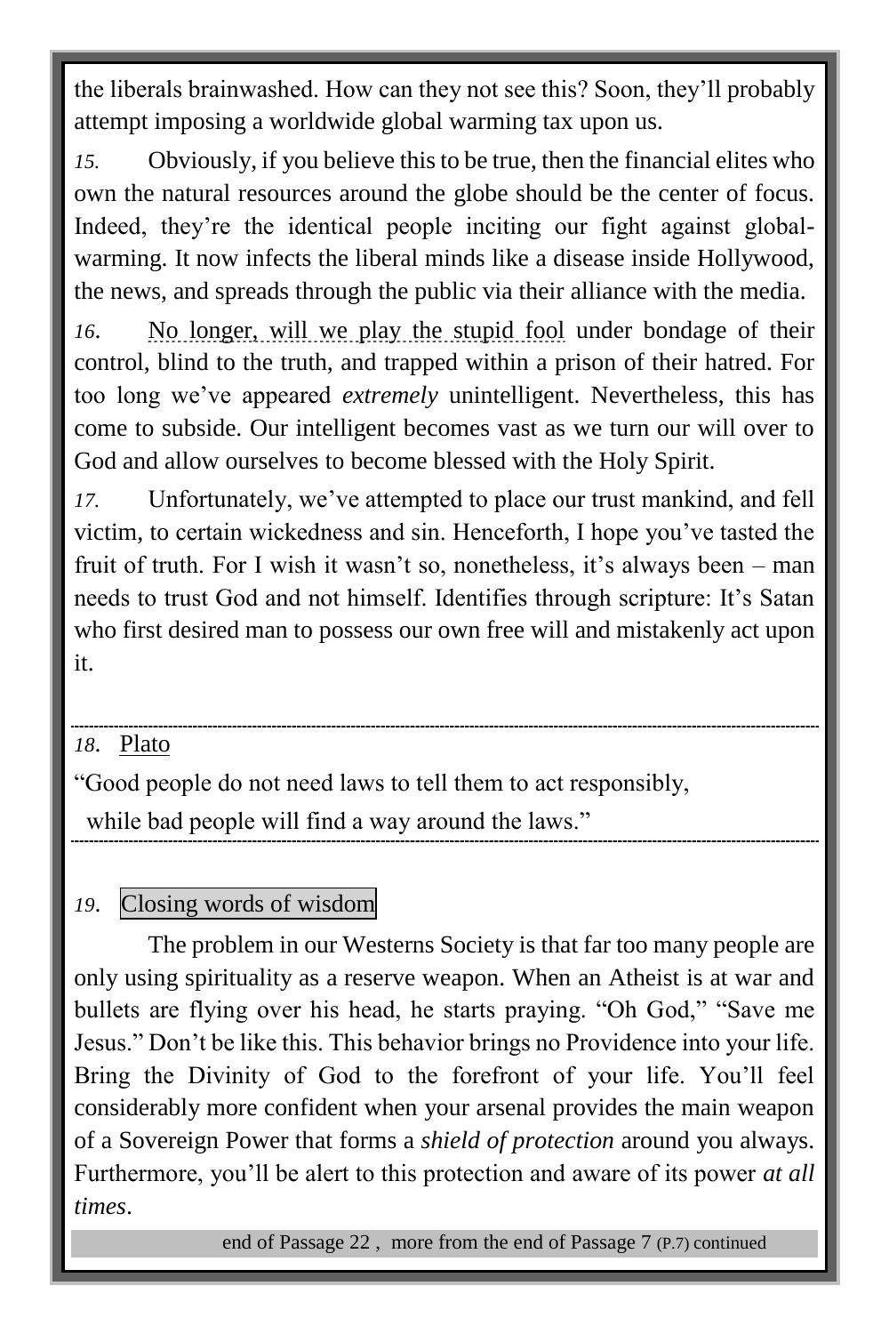the liberals brainwashed. How can they not see this? Soon, they'll probably attempt imposing a worldwide global warming tax upon us.

*15.* Obviously, if you believe this to be true, then the financial elites who own the natural resources around the globe should be the center of focus. Indeed, they're the identical people inciting our fight against global-warming. It now infects the liberal minds like a disease inside Hollywood, the news, and spreads through the public via their alliance with the media.

*16.* No longer, will we play the stupid fool under bondage of their control, blind to the truth, and trapped within a prison of their hatred. For too long we've appeared *extremely* unintelligent. Nevertheless, this has come to subside. Our intelligent becomes vast as we turn our will over to God and allow ourselves to become blessed with the Holy Spirit.

*17.* Unfortunately, we've attempted to place our trust mankind, and fell victim, to certain wickedness and sin. Henceforth, I hope you've tasted the fruit of truth. For I wish it wasn't so, nonetheless, it's always been – man needs to trust God and not himself. Identifies through scripture: It's Satan who first desired man to possess our own free will and mistakenly act upon it.

---

*18.* Plato

"Good people do not need laws to tell them to act responsibly,
while bad people will find a way around the laws."

---

*19.* Closing words of wisdom

The problem in our Westerns Society is that far too many people are only using spirituality as a reserve weapon. When an Atheist is at war and bullets are flying over his head, he starts praying. "Oh God," "Save me Jesus." Don't be like this. This behavior brings no Providence into your life. Bring the Divinity of God to the forefront of your life. You'll feel considerably more confident when your arsenal provides the main weapon of a Sovereign Power that forms a *shield of protection* around you always. Furthermore, you'll be alert to this protection and aware of its power *at all times*.

end of Passage 22 , more from the end of Passage 7 (P.7) continued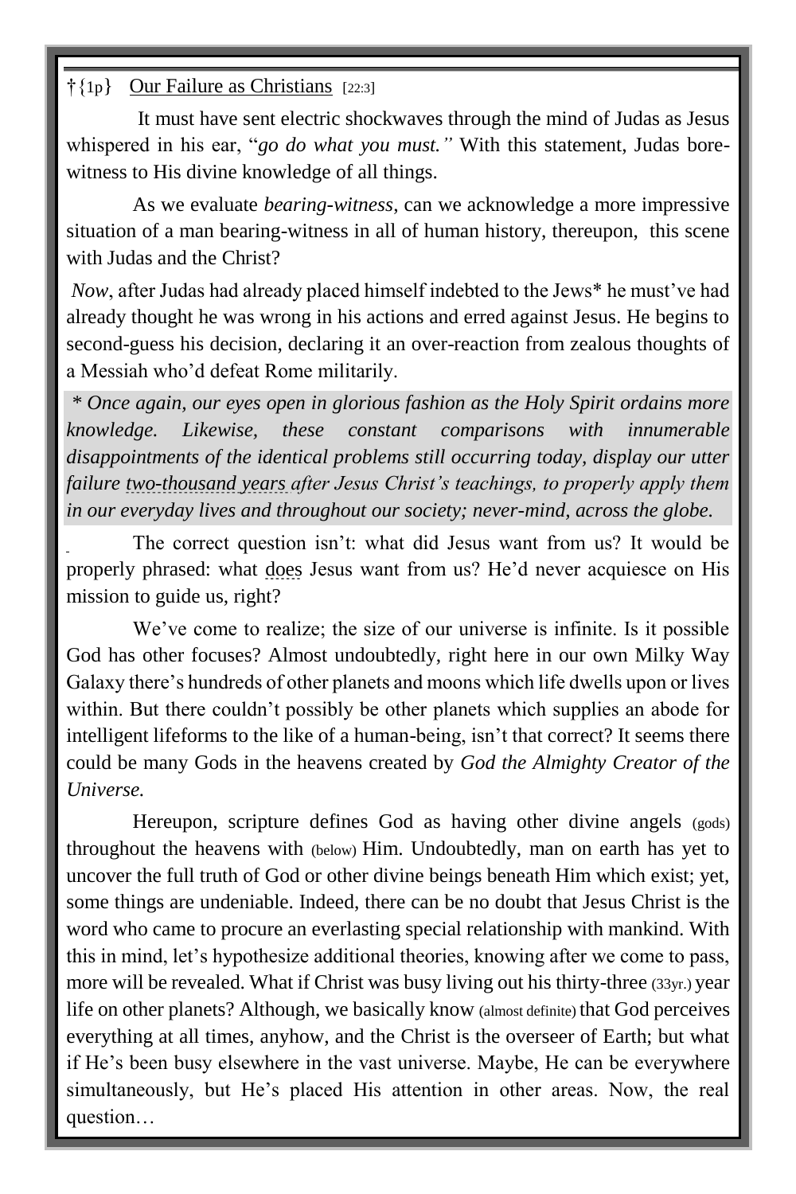†{1p} <u>Our Failure as Christians</u> [22:3]

It must have sent electric shockwaves through the mind of Judas as Jesus whispered in his ear, "*go do what you must.*" With this statement, Judas bore-witness to His divine knowledge of all things.

As we evaluate *bearing-witness,* can we acknowledge a more impressive situation of a man bearing-witness in all of human history, thereupon, this scene with Judas and the Christ?

*Now*, after Judas had already placed himself indebted to the Jews* he must've had already thought he was wrong in his actions and erred against Jesus. He begins to second-guess his decision, declaring it an over-reaction from zealous thoughts of a Messiah who'd defeat Rome militarily.

*\* Once again, our eyes open in glorious fashion as the Holy Spirit ordains more knowledge. Likewise, these constant comparisons with innumerable disappointments of the identical problems still occurring today, display our utter failure two-thousand years after Jesus Christ's teachings, to properly apply them in our everyday lives and throughout our society; never-mind, across the globe.*

The correct question isn't: what did Jesus want from us? It would be properly phrased: what <u>does</u> Jesus want from us? He'd never acquiesce on His mission to guide us, right?

We've come to realize; the size of our universe is infinite. Is it possible God has other focuses? Almost undoubtedly, right here in our own Milky Way Galaxy there's hundreds of other planets and moons which life dwells upon or lives within. But there couldn't possibly be other planets which supplies an abode for intelligent lifeforms to the like of a human-being, isn't that correct? It seems there could be many Gods in the heavens created by *God the Almighty Creator of the Universe.*

Hereupon, scripture defines God as having other divine angels (gods) throughout the heavens with (below) Him. Undoubtedly, man on earth has yet to uncover the full truth of God or other divine beings beneath Him which exist; yet, some things are undeniable. Indeed, there can be no doubt that Jesus Christ is the word who came to procure an everlasting special relationship with mankind. With this in mind, let's hypothesize additional theories, knowing after we come to pass, more will be revealed. What if Christ was busy living out his thirty-three (33yr.) year life on other planets? Although, we basically know (almost definite) that God perceives everything at all times, anyhow, and the Christ is the overseer of Earth; but what if He's been busy elsewhere in the vast universe. Maybe, He can be everywhere simultaneously, but He's placed His attention in other areas. Now, the real question…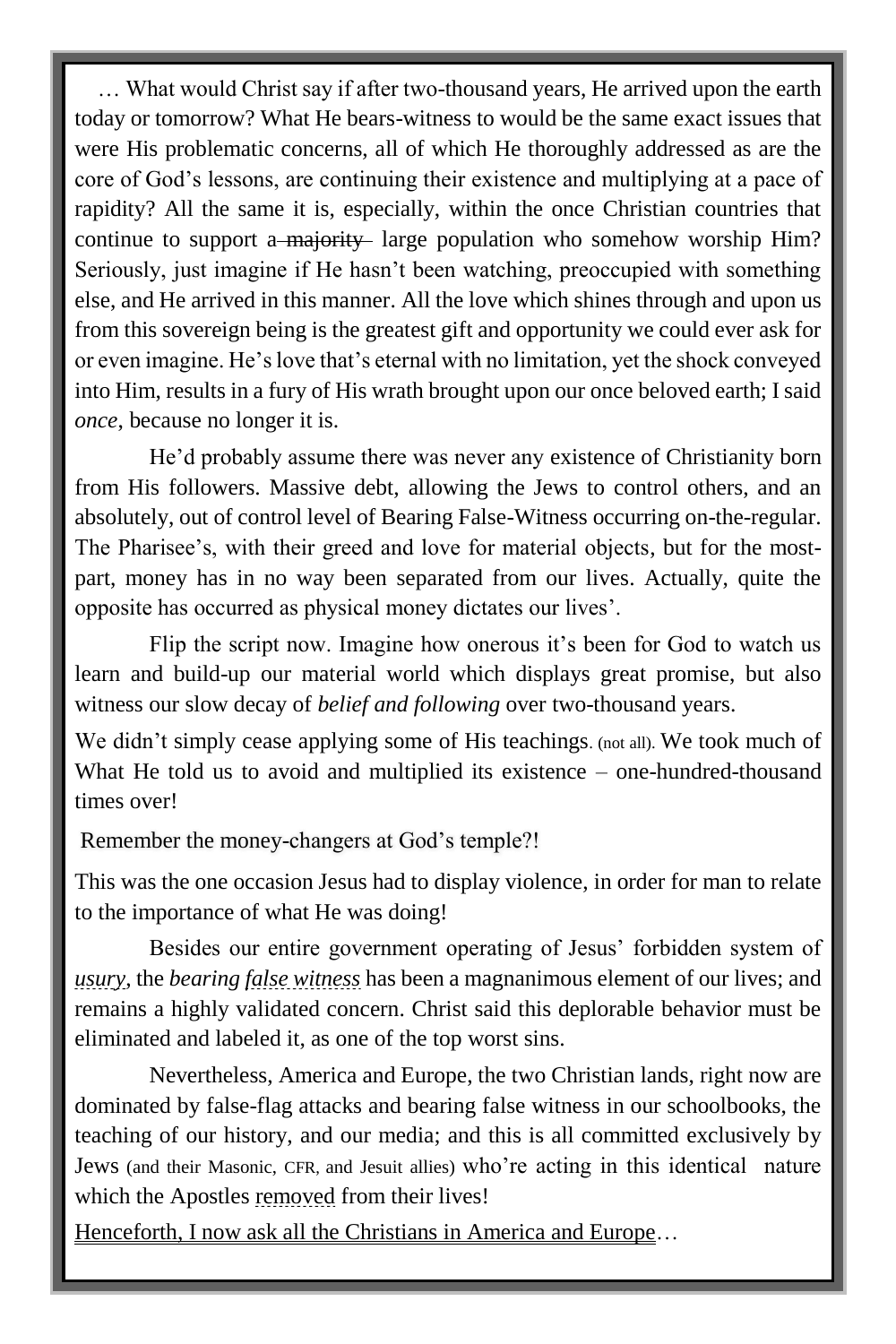… What would Christ say if after two-thousand years, He arrived upon the earth today or tomorrow? What He bears-witness to would be the same exact issues that were His problematic concerns, all of which He thoroughly addressed as are the core of God's lessons, are continuing their existence and multiplying at a pace of rapidity? All the same it is, especially, within the once Christian countries that continue to support ~~a majority~~ large population who somehow worship Him? Seriously, just imagine if He hasn't been watching, preoccupied with something else, and He arrived in this manner. All the love which shines through and upon us from this sovereign being is the greatest gift and opportunity we could ever ask for or even imagine. He's love that's eternal with no limitation, yet the shock conveyed into Him, results in a fury of His wrath brought upon our once beloved earth; I said *once*, because no longer it is.

He'd probably assume there was never any existence of Christianity born from His followers. Massive debt, allowing the Jews to control others, and an absolutely, out of control level of Bearing False-Witness occurring on-the-regular. The Pharisee's, with their greed and love for material objects, but for the most-part, money has in no way been separated from our lives. Actually, quite the opposite has occurred as physical money dictates our lives'.

Flip the script now. Imagine how onerous it's been for God to watch us learn and build-up our material world which displays great promise, but also witness our slow decay of *belief and following* over two-thousand years.

We didn't simply cease applying some of His teachings. (not all). We took much of What He told us to avoid and multiplied its existence – one-hundred-thousand times over!

Remember the money-changers at God's temple?!

This was the one occasion Jesus had to display violence, in order for man to relate to the importance of what He was doing!

Besides our entire government operating of Jesus' forbidden system of *usury*, the *bearing false witness* has been a magnanimous element of our lives; and remains a highly validated concern. Christ said this deplorable behavior must be eliminated and labeled it, as one of the top worst sins.

Nevertheless, America and Europe, the two Christian lands, right now are dominated by false-flag attacks and bearing false witness in our schoolbooks, the teaching of our history, and our media; and this is all committed exclusively by Jews (and their Masonic, CFR, and Jesuit allies) who're acting in this identical nature which the Apostles removed from their lives!

Henceforth, I now ask all the Christians in America and Europe…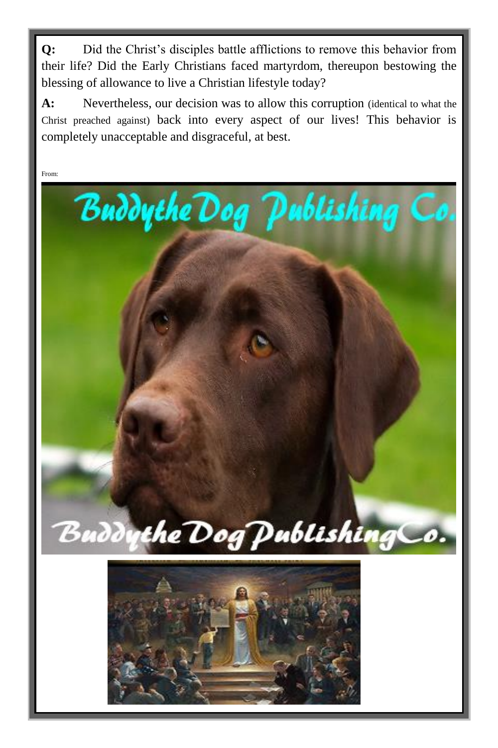**Q:** Did the Christ's disciples battle afflictions to remove this behavior from their life? Did the Early Christians faced martyrdom, thereupon bestowing the blessing of allowance to live a Christian lifestyle today?

**A:** Nevertheless, our decision was to allow this corruption (identical to what the Christ preached against) back into every aspect of our lives! This behavior is completely unacceptable and disgraceful, at best.

From: